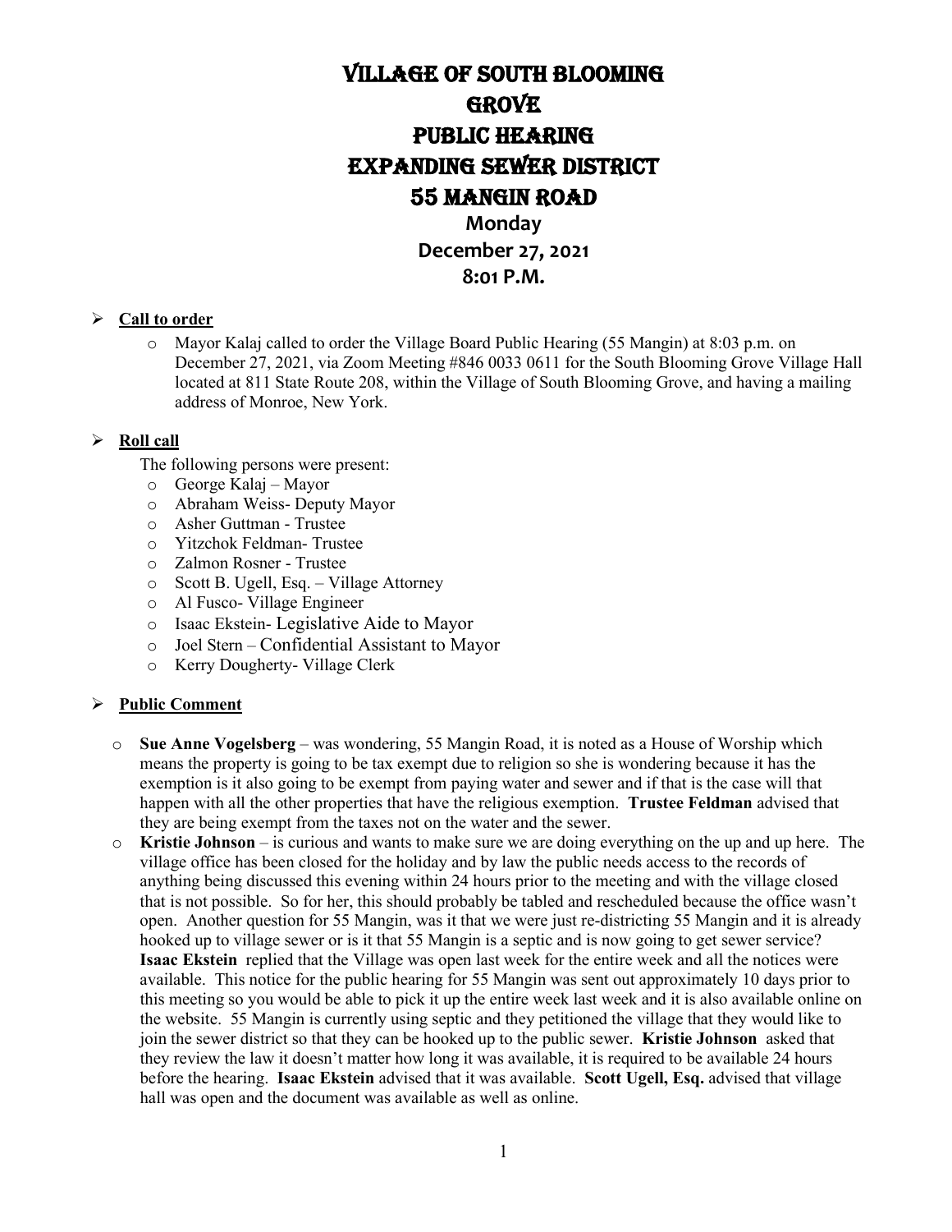# VILLAGE OF SOUTH BLOOMING GROVE
# PUBLIC HEARING
# EXPANDING SEWER DISTRICT
# 55 MANGIN ROAD

**Monday**
**December 27, 2021**
**8:01 P.M.**

- **Call to order**
  - Mayor Kalaj called to order the Village Board Public Hearing (55 Mangin) at 8:03 p.m. on December 27, 2021, via Zoom Meeting #846 0033 0611 for the South Blooming Grove Village Hall located at 811 State Route 208, within the Village of South Blooming Grove, and having a mailing address of Monroe, New York.

- **Roll call**

  The following persons were present:
  - George Kalaj – Mayor
  - Abraham Weiss- Deputy Mayor
  - Asher Guttman - Trustee
  - Yitzchok Feldman- Trustee
  - Zalmon Rosner - Trustee
  - Scott B. Ugell, Esq. – Village Attorney
  - Al Fusco- Village Engineer
  - Isaac Ekstein- Legislative Aide to Mayor
  - Joel Stern – Confidential Assistant to Mayor
  - Kerry Dougherty- Village Clerk

- **Public Comment**
  - **Sue Anne Vogelsberg** – was wondering, 55 Mangin Road, it is noted as a House of Worship which means the property is going to be tax exempt due to religion so she is wondering because it has the exemption is it also going to be exempt from paying water and sewer and if that is the case will that happen with all the other properties that have the religious exemption. **Trustee Feldman** advised that they are being exempt from the taxes not on the water and the sewer.
  - **Kristie Johnson** – is curious and wants to make sure we are doing everything on the up and up here. The village office has been closed for the holiday and by law the public needs access to the records of anything being discussed this evening within 24 hours prior to the meeting and with the village closed that is not possible. So for her, this should probably be tabled and rescheduled because the office wasn't open. Another question for 55 Mangin, was it that we were just re-districting 55 Mangin and it is already hooked up to village sewer or is it that 55 Mangin is a septic and is now going to get sewer service? **Isaac Ekstein** replied that the Village was open last week for the entire week and all the notices were available. This notice for the public hearing for 55 Mangin was sent out approximately 10 days prior to this meeting so you would be able to pick it up the entire week last week and it is also available online on the website. 55 Mangin is currently using septic and they petitioned the village that they would like to join the sewer district so that they can be hooked up to the public sewer. **Kristie Johnson** asked that they review the law it doesn't matter how long it was available, it is required to be available 24 hours before the hearing. **Isaac Ekstein** advised that it was available. **Scott Ugell, Esq.** advised that village hall was open and the document was available as well as online.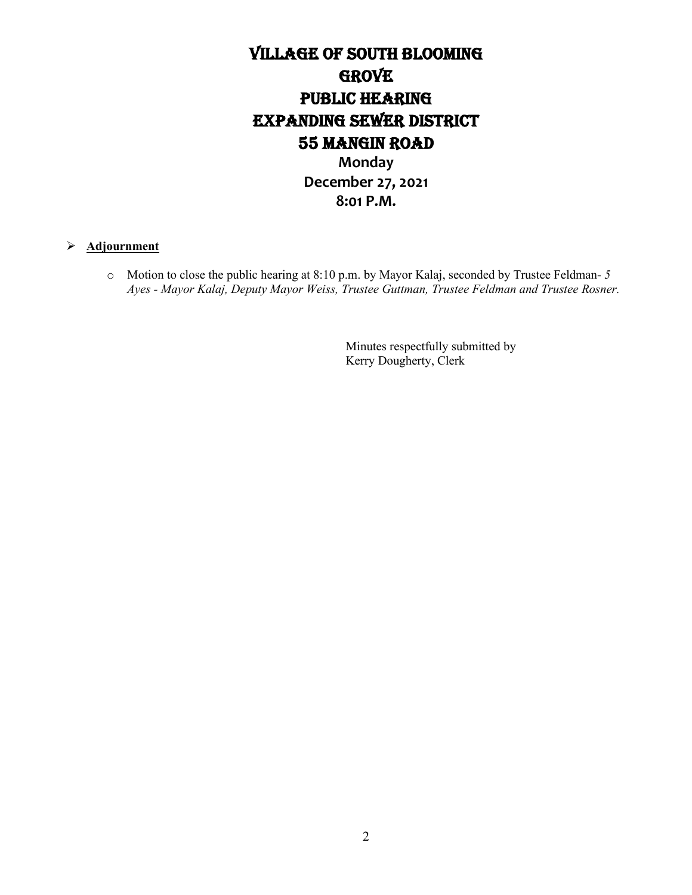# VILLAGE OF SOUTH BLOOMING GROVE
# PUBLIC HEARING
# EXPANDING SEWER DISTRICT
# 55 MANGIN ROAD

**Monday**
**December 27, 2021**
**8:01 P.M.**

- **Adjournment**

  - Motion to close the public hearing at 8:10 p.m. by Mayor Kalaj, seconded by Trustee Feldman- *5 Ayes - Mayor Kalaj, Deputy Mayor Weiss, Trustee Guttman, Trustee Feldman and Trustee Rosner.*

Minutes respectfully submitted by
Kerry Dougherty, Clerk